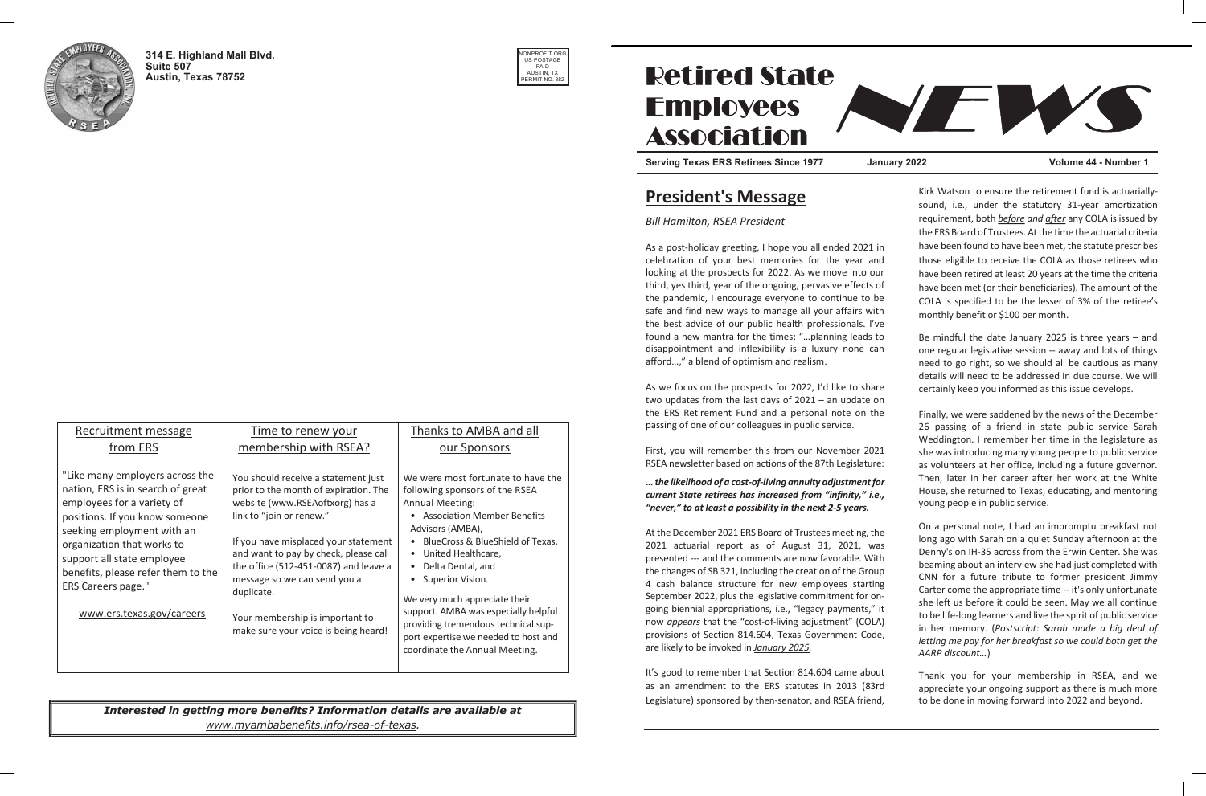314 E. Highland Mall Blvd.
Suite 507
Austin, Texas 78752

NONPROFIT ORG
US POSTAGE
PAID
AUSTIN, TX
PERMIT NO. 882

| Recruitment message from ERS | Time to renew your membership with RSEA? | Thanks to AMBA and all our Sponsors |
|---|---|---|
| "Like many employers across the nation, ERS is in search of great employees for a variety of positions. If you know someone seeking employment with an organization that works to support all state employee benefits, please refer them to the ERS Careers page."<br><br>www.ers.texas.gov/careers | You should receive a statement just prior to the month of expiration. The website (www.RSEAoftxorg) has a link to "join or renew."<br><br>If you have misplaced your statement and want to pay by check, please call the office (512-451-0087) and leave a message so we can send you a duplicate.<br><br>Your membership is important to make sure your voice is being heard! | We were most fortunate to have the following sponsors of the RSEA Annual Meeting:<br>• Association Member Benefits Advisors (AMBA),<br>• BlueCross & BlueShield of Texas,<br>• United Healthcare,<br>• Delta Dental, and<br>• Superior Vision.<br><br>We very much appreciate their support. AMBA was especially helpful providing tremendous technical support expertise we needed to host and coordinate the Annual Meeting. |

***Interested in getting more benefits? Information details are available at*** *www.myambabenefits.info/rsea-of-texas.*

# Retired State Employees Association NEWS

**Serving Texas ERS Retirees Since 1977** **January 2022** **Volume 44 - Number 1**

## President's Message

*Bill Hamilton, RSEA President*

As a post-holiday greeting, I hope you all ended 2021 in celebration of your best memories for the year and looking at the prospects for 2022. As we move into our third, yes third, year of the ongoing, pervasive effects of the pandemic, I encourage everyone to continue to be safe and find new ways to manage all your affairs with the best advice of our public health professionals. I've found a new mantra for the times: "…planning leads to disappointment and inflexibility is a luxury none can afford…," a blend of optimism and realism.

As we focus on the prospects for 2022, I'd like to share two updates from the last days of 2021 – an update on the ERS Retirement Fund and a personal note on the passing of one of our colleagues in public service.

First, you will remember this from our November 2021 RSEA newsletter based on actions of the 87th Legislature:

***… the likelihood of a cost-of-living annuity adjustment for current State retirees has increased from "infinity," i.e., "never," to at least a possibility in the next 2-5 years.***

At the December 2021 ERS Board of Trustees meeting, the 2021 actuarial report as of August 31, 2021, was presented --- and the comments are now favorable. With the changes of SB 321, including the creation of the Group 4 cash balance structure for new employees starting September 2022, plus the legislative commitment for on-going biennial appropriations, i.e., "legacy payments," it now *appears* that the "cost-of-living adjustment" (COLA) provisions of Section 814.604, Texas Government Code, are likely to be invoked in *January 2025*.

It's good to remember that Section 814.604 came about as an amendment to the ERS statutes in 2013 (83rd Legislature) sponsored by then-senator, and RSEA friend, Kirk Watson to ensure the retirement fund is actuarially-sound, i.e., under the statutory 31-year amortization requirement, both *before and after* any COLA is issued by the ERS Board of Trustees. At the time the actuarial criteria have been found to have been met, the statute prescribes those eligible to receive the COLA as those retirees who have been retired at least 20 years at the time the criteria have been met (or their beneficiaries). The amount of the COLA is specified to be the lesser of 3% of the retiree's monthly benefit or $100 per month.

Be mindful the date January 2025 is three years – and one regular legislative session -- away and lots of things need to go right, so we should all be cautious as many details will need to be addressed in due course. We will certainly keep you informed as this issue develops.

Finally, we were saddened by the news of the December 26 passing of a friend in state public service Sarah Weddington. I remember her time in the legislature as she was introducing many young people to public service as volunteers at her office, including a future governor. Then, later in her career after her work at the White House, she returned to Texas, educating, and mentoring young people in public service.

On a personal note, I had an impromptu breakfast not long ago with Sarah on a quiet Sunday afternoon at the Denny's on IH-35 across from the Erwin Center. She was beaming about an interview she had just completed with CNN for a future tribute to former president Jimmy Carter come the appropriate time -- it's only unfortunate she left us before it could be seen. May we all continue to be life-long learners and live the spirit of public service in her memory. (*Postscript: Sarah made a big deal of letting me pay for her breakfast so we could both get the AARP discount…*)

Thank you for your membership in RSEA, and we appreciate your ongoing support as there is much more to be done in moving forward into 2022 and beyond.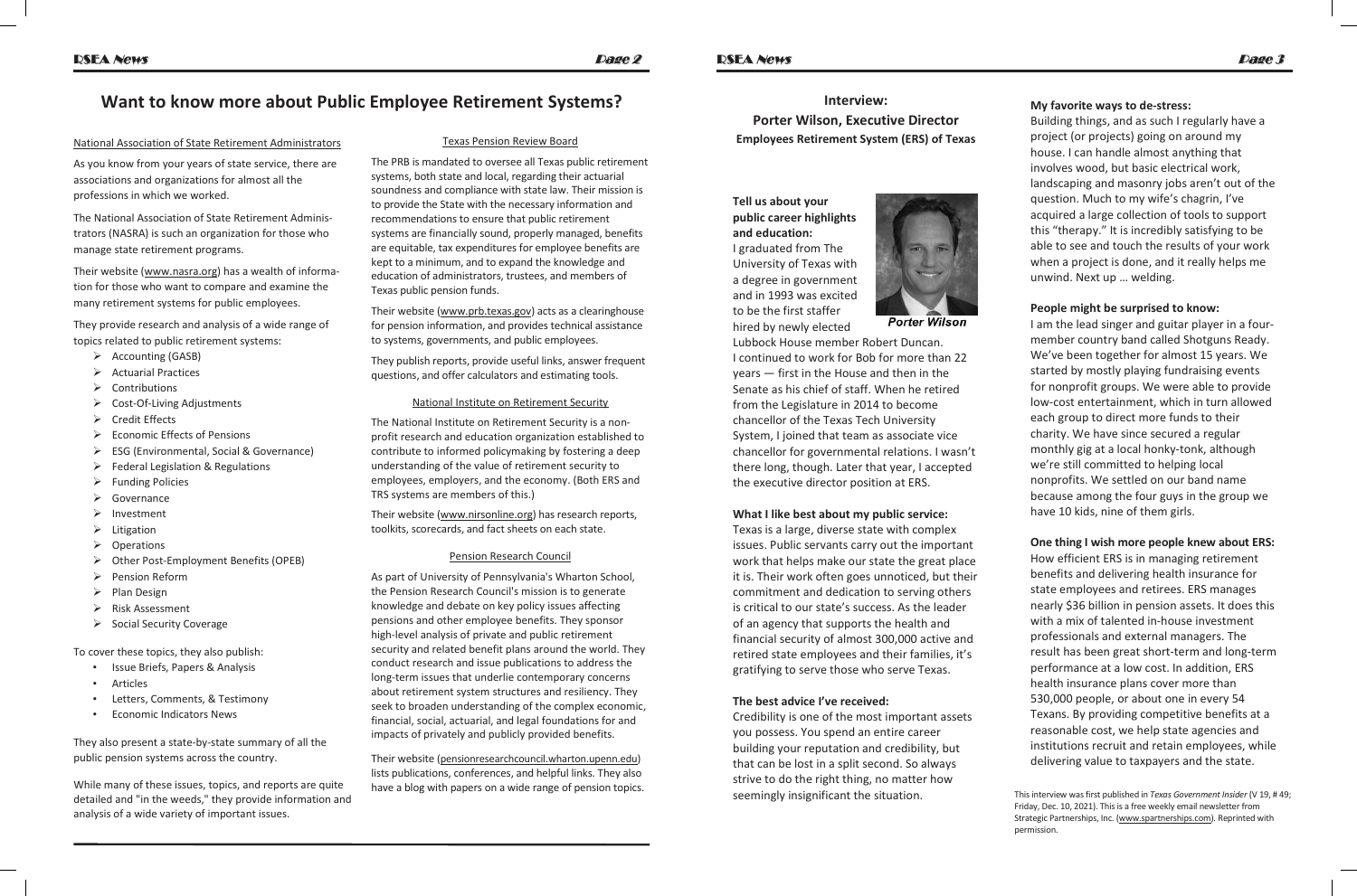# Want to know more about Public Employee Retirement Systems?

National Association of State Retirement Administrators

As you know from your years of state service, there are associations and organizations for almost all the professions in which we worked.

The National Association of State Retirement Administrators (NASRA) is such an organization for those who manage state retirement programs.

Their website (www.nasra.org) has a wealth of information for those who want to compare and examine the many retirement systems for public employees.

They provide research and analysis of a wide range of topics related to public retirement systems:

- Accounting (GASB)
- Actuarial Practices
- Contributions
- Cost-Of-Living Adjustments
- Credit Effects
- Economic Effects of Pensions
- ESG (Environmental, Social & Governance)
- Federal Legislation & Regulations
- Funding Policies
- Governance
- Investment
- Litigation
- Operations
- Other Post-Employment Benefits (OPEB)
- Pension Reform
- Plan Design
- Risk Assessment
- Social Security Coverage

To cover these topics, they also publish:

- Issue Briefs, Papers & Analysis
- Articles
- Letters, Comments, & Testimony
- Economic Indicators News

They also present a state-by-state summary of all the public pension systems across the country.

While many of these issues, topics, and reports are quite detailed and "in the weeds," they provide information and analysis of a wide variety of important issues.

Texas Pension Review Board

The PRB is mandated to oversee all Texas public retirement systems, both state and local, regarding their actuarial soundness and compliance with state law. Their mission is to provide the State with the necessary information and recommendations to ensure that public retirement systems are financially sound, properly managed, benefits are equitable, tax expenditures for employee benefits are kept to a minimum, and to expand the knowledge and education of administrators, trustees, and members of Texas public pension funds.

Their website (www.prb.texas.gov) acts as a clearinghouse for pension information, and provides technical assistance to systems, governments, and public employees.

They publish reports, provide useful links, answer frequent questions, and offer calculators and estimating tools.

National Institute on Retirement Security

The National Institute on Retirement Security is a non-profit research and education organization established to contribute to informed policymaking by fostering a deep understanding of the value of retirement security to employees, employers, and the economy. (Both ERS and TRS systems are members of this.)

Their website (www.nirsonline.org) has research reports, toolkits, scorecards, and fact sheets on each state.

Pension Research Council

As part of University of Pennsylvania's Wharton School, the Pension Research Council's mission is to generate knowledge and debate on key policy issues affecting pensions and other employee benefits. They sponsor high-level analysis of private and public retirement security and related benefit plans around the world. They conduct research and issue publications to address the long-term issues that underlie contemporary concerns about retirement system structures and resiliency. They seek to broaden understanding of the complex economic, financial, social, actuarial, and legal foundations for and impacts of privately and publicly provided benefits.

Their website (pensionresearchcouncil.wharton.upenn.edu) lists publications, conferences, and helpful links. They also have a blog with papers on a wide range of pension topics.

## Interview:
## Porter Wilson, Executive Director
### Employees Retirement System (ERS) of Texas

**Tell us about your public career highlights and education:**
I graduated from The University of Texas with a degree in government and in 1993 was excited to be the first staffer hired by newly elected Lubbock House member Robert Duncan. I continued to work for Bob for more than 22 years — first in the House and then in the Senate as his chief of staff. When he retired from the Legislature in 2014 to become chancellor of the Texas Tech University System, I joined that team as associate vice chancellor for governmental relations. I wasn't there long, though. Later that year, I accepted the executive director position at ERS.

*Porter Wilson*

**What I like best about my public service:**
Texas is a large, diverse state with complex issues. Public servants carry out the important work that helps make our state the great place it is. Their work often goes unnoticed, but their commitment and dedication to serving others is critical to our state's success. As the leader of an agency that supports the health and financial security of almost 300,000 active and retired state employees and their families, it's gratifying to serve those who serve Texas.

**The best advice I've received:**
Credibility is one of the most important assets you possess. You spend an entire career building your reputation and credibility, but that can be lost in a split second. So always strive to do the right thing, no matter how seemingly insignificant the situation.

**My favorite ways to de-stress:**
Building things, and as such I regularly have a project (or projects) going on around my house. I can handle almost anything that involves wood, but basic electrical work, landscaping and masonry jobs aren't out of the question. Much to my wife's chagrin, I've acquired a large collection of tools to support this "therapy." It is incredibly satisfying to be able to see and touch the results of your work when a project is done, and it really helps me unwind. Next up … welding.

**People might be surprised to know:**
I am the lead singer and guitar player in a four-member country band called Shotguns Ready. We've been together for almost 15 years. We started by mostly playing fundraising events for nonprofit groups. We were able to provide low-cost entertainment, which in turn allowed each group to direct more funds to their charity. We have since secured a regular monthly gig at a local honky-tonk, although we're still committed to helping local nonprofits. We settled on our band name because among the four guys in the group we have 10 kids, nine of them girls.

**One thing I wish more people knew about ERS:**
How efficient ERS is in managing retirement benefits and delivering health insurance for state employees and retirees. ERS manages nearly $36 billion in pension assets. It does this with a mix of talented in-house investment professionals and external managers. The result has been great short-term and long-term performance at a low cost. In addition, ERS health insurance plans cover more than 530,000 people, or about one in every 54 Texans. By providing competitive benefits at a reasonable cost, we help state agencies and institutions recruit and retain employees, while delivering value to taxpayers and the state.

This interview was first published in *Texas Government Insider* (V 19, # 49; Friday, Dec. 10, 2021). This is a free weekly email newsletter from Strategic Partnerships, Inc. (www.spartnerships.com). Reprinted with permission.